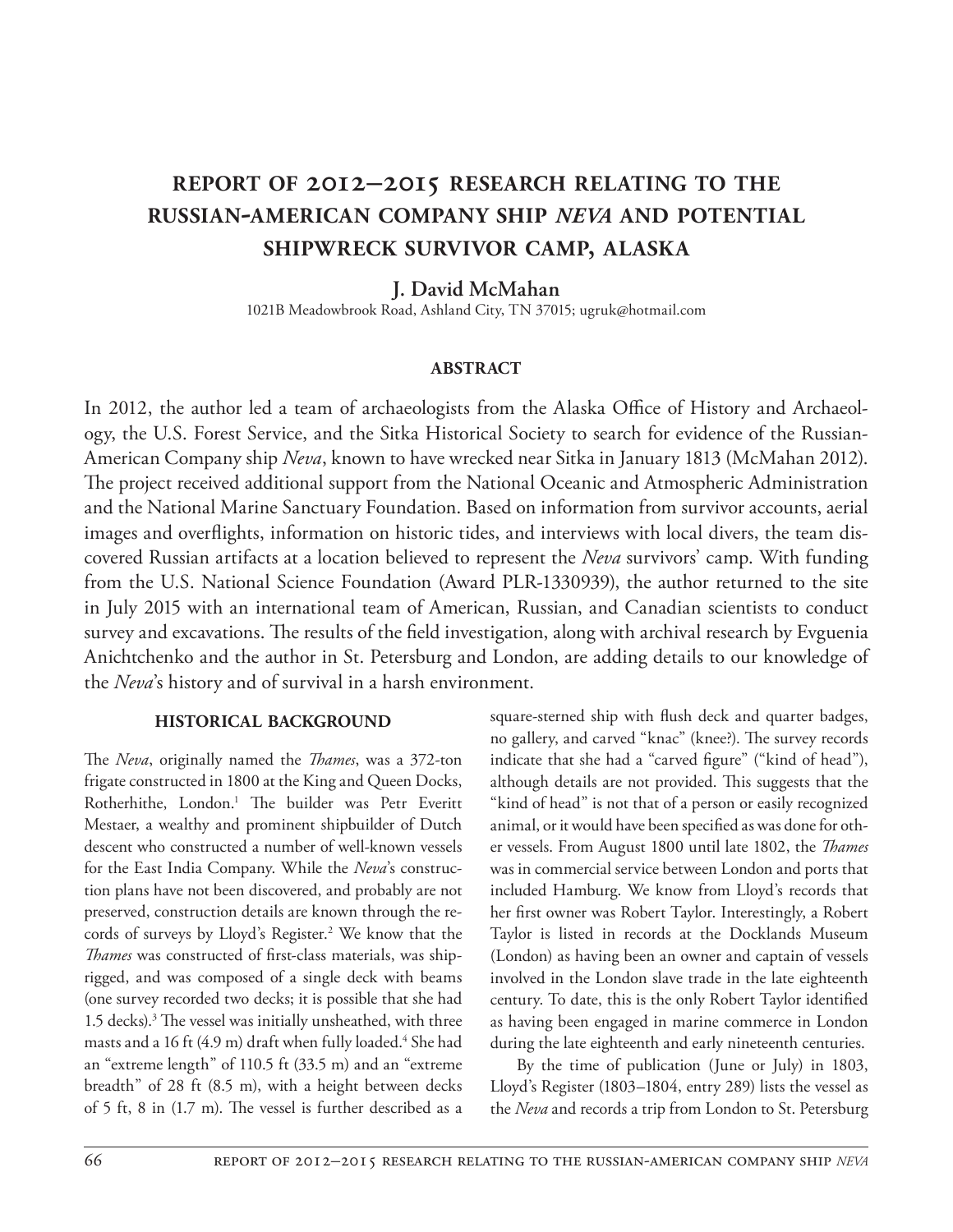# REPORT OF 2012–2015 RESEARCH RELATING TO THE RUSSIAN-AMERICAN COMPANY SHIP *NEVA* AND POTENTIAL SHIPWRECK SURVIVOR CAMP, ALASKA

**J. David McMahan**

1021B Meadowbrook Road, Ashland City, TN 37015; ugruk@hotmail.com

## ABSTRACT

In 2012, the author led a team of archaeologists from the Alaska Office of History and Archaeology, the U.S. Forest Service, and the Sitka Historical Society to search for evidence of the Russian-American Company ship *Neva*, known to have wrecked near Sitka in January 1813 (McMahan 2012). The project received additional support from the National Oceanic and Atmospheric Administration and the National Marine Sanctuary Foundation. Based on information from survivor accounts, aerial images and overflights, information on historic tides, and interviews with local divers, the team discovered Russian artifacts at a location believed to represent the *Neva* survivors' camp. With funding from the U.S. National Science Foundation (Award PLR-1330939), the author returned to the site in July 2015 with an international team of American, Russian, and Canadian scientists to conduct survey and excavations. The results of the field investigation, along with archival research by Evguenia Anichtchenko and the author in St. Petersburg and London, are adding details to our knowledge of the *Neva*'s history and of survival in a harsh environment.

## HISTORICAL BACKGROUND

The *Neva*, originally named the *Thames*, was a 372-ton frigate constructed in 1800 at the King and Queen Docks, Rotherhithe, London.[1] The builder was Petr Everitt Mestaer, a wealthy and prominent shipbuilder of Dutch descent who constructed a number of well-known vessels for the East India Company. While the *Neva*'s construction plans have not been discovered, and probably are not preserved, construction details are known through the records of surveys by Lloyd's Register.[2] We know that the *Thames* was constructed of first-class materials, was ship-rigged, and was composed of a single deck with beams (one survey recorded two decks; it is possible that she had 1.5 decks).[3] The vessel was initially unsheathed, with three masts and a 16 ft (4.9 m) draft when fully loaded.[4] She had an "extreme length" of 110.5 ft (33.5 m) and an "extreme breadth" of 28 ft (8.5 m), with a height between decks of 5 ft, 8 in (1.7 m). The vessel is further described as a square-sterned ship with flush deck and quarter badges, no gallery, and carved "knac" (knee?). The survey records indicate that she had a "carved figure" ("kind of head"), although details are not provided. This suggests that the "kind of head" is not that of a person or easily recognized animal, or it would have been specified as was done for other vessels. From August 1800 until late 1802, the *Thames* was in commercial service between London and ports that included Hamburg. We know from Lloyd's records that her first owner was Robert Taylor. Interestingly, a Robert Taylor is listed in records at the Docklands Museum (London) as having been an owner and captain of vessels involved in the London slave trade in the late eighteenth century. To date, this is the only Robert Taylor identified as having been engaged in marine commerce in London during the late eighteenth and early nineteenth centuries.

By the time of publication (June or July) in 1803, Lloyd's Register (1803–1804, entry 289) lists the vessel as the *Neva* and records a trip from London to St. Petersburg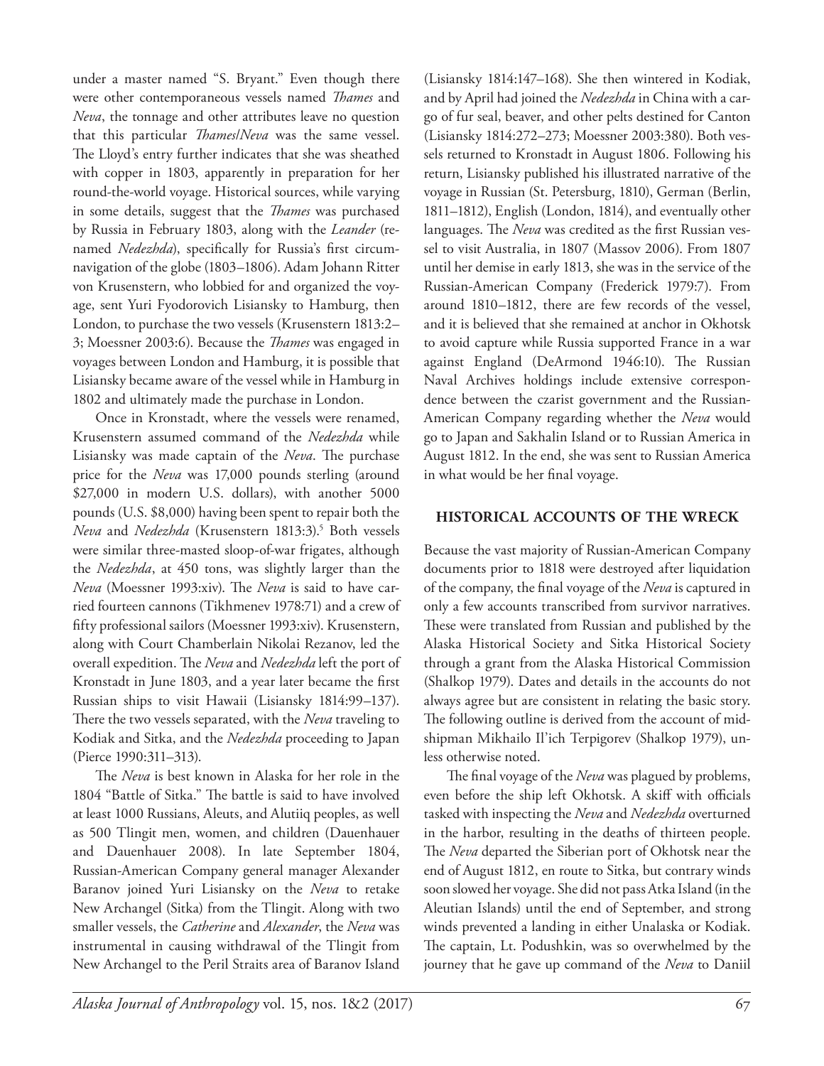under a master named "S. Bryant." Even though there were other contemporaneous vessels named *Thames* and *Neva*, the tonnage and other attributes leave no question that this particular *Thames*/*Neva* was the same vessel. The Lloyd's entry further indicates that she was sheathed with copper in 1803, apparently in preparation for her round-the-world voyage. Historical sources, while varying in some details, suggest that the *Thames* was purchased by Russia in February 1803, along with the *Leander* (renamed *Nedezhda*), specifically for Russia's first circumnavigation of the globe (1803–1806). Adam Johann Ritter von Krusenstern, who lobbied for and organized the voyage, sent Yuri Fyodorovich Lisiansky to Hamburg, then London, to purchase the two vessels (Krusenstern 1813:2–3; Moessner 2003:6). Because the *Thames* was engaged in voyages between London and Hamburg, it is possible that Lisiansky became aware of the vessel while in Hamburg in 1802 and ultimately made the purchase in London.

Once in Kronstadt, where the vessels were renamed, Krusenstern assumed command of the *Nedezhda* while Lisiansky was made captain of the *Neva*. The purchase price for the *Neva* was 17,000 pounds sterling (around $27,000 in modern U.S. dollars), with another 5000 pounds (U.S. $8,000) having been spent to repair both the *Neva* and *Nedezhda* (Krusenstern 1813:3).[5] Both vessels were similar three-masted sloop-of-war frigates, although the *Nedezhda*, at 450 tons, was slightly larger than the *Neva* (Moessner 1993:xiv). The *Neva* is said to have carried fourteen cannons (Tikhmenev 1978:71) and a crew of fifty professional sailors (Moessner 1993:xiv). Krusenstern, along with Court Chamberlain Nikolai Rezanov, led the overall expedition. The *Neva* and *Nedezhda* left the port of Kronstadt in June 1803, and a year later became the first Russian ships to visit Hawaii (Lisiansky 1814:99–137). There the two vessels separated, with the *Neva* traveling to Kodiak and Sitka, and the *Nedezhda* proceeding to Japan (Pierce 1990:311–313).

The *Neva* is best known in Alaska for her role in the 1804 "Battle of Sitka." The battle is said to have involved at least 1000 Russians, Aleuts, and Alutiiq peoples, as well as 500 Tlingit men, women, and children (Dauenhauer and Dauenhauer 2008). In late September 1804, Russian-American Company general manager Alexander Baranov joined Yuri Lisiansky on the *Neva* to retake New Archangel (Sitka) from the Tlingit. Along with two smaller vessels, the *Catherine* and *Alexander*, the *Neva* was instrumental in causing withdrawal of the Tlingit from New Archangel to the Peril Straits area of Baranov Island (Lisiansky 1814:147–168). She then wintered in Kodiak, and by April had joined the *Nedezhda* in China with a cargo of fur seal, beaver, and other pelts destined for Canton (Lisiansky 1814:272–273; Moessner 2003:380). Both vessels returned to Kronstadt in August 1806. Following his return, Lisiansky published his illustrated narrative of the voyage in Russian (St. Petersburg, 1810), German (Berlin, 1811–1812), English (London, 1814), and eventually other languages. The *Neva* was credited as the first Russian vessel to visit Australia, in 1807 (Massov 2006). From 1807 until her demise in early 1813, she was in the service of the Russian-American Company (Frederick 1979:7). From around 1810–1812, there are few records of the vessel, and it is believed that she remained at anchor in Okhotsk to avoid capture while Russia supported France in a war against England (DeArmond 1946:10). The Russian Naval Archives holdings include extensive correspondence between the czarist government and the Russian-American Company regarding whether the *Neva* would go to Japan and Sakhalin Island or to Russian America in August 1812. In the end, she was sent to Russian America in what would be her final voyage.

## HISTORICAL ACCOUNTS OF THE WRECK

Because the vast majority of Russian-American Company documents prior to 1818 were destroyed after liquidation of the company, the final voyage of the *Neva* is captured in only a few accounts transcribed from survivor narratives. These were translated from Russian and published by the Alaska Historical Society and Sitka Historical Society through a grant from the Alaska Historical Commission (Shalkop 1979). Dates and details in the accounts do not always agree but are consistent in relating the basic story. The following outline is derived from the account of midshipman Mikhailo Il'ich Terpigorev (Shalkop 1979), unless otherwise noted.

The final voyage of the *Neva* was plagued by problems, even before the ship left Okhotsk. A skiff with officials tasked with inspecting the *Neva* and *Nedezhda* overturned in the harbor, resulting in the deaths of thirteen people. The *Neva* departed the Siberian port of Okhotsk near the end of August 1812, en route to Sitka, but contrary winds soon slowed her voyage. She did not pass Atka Island (in the Aleutian Islands) until the end of September, and strong winds prevented a landing in either Unalaska or Kodiak. The captain, Lt. Podushkin, was so overwhelmed by the journey that he gave up command of the *Neva* to Daniil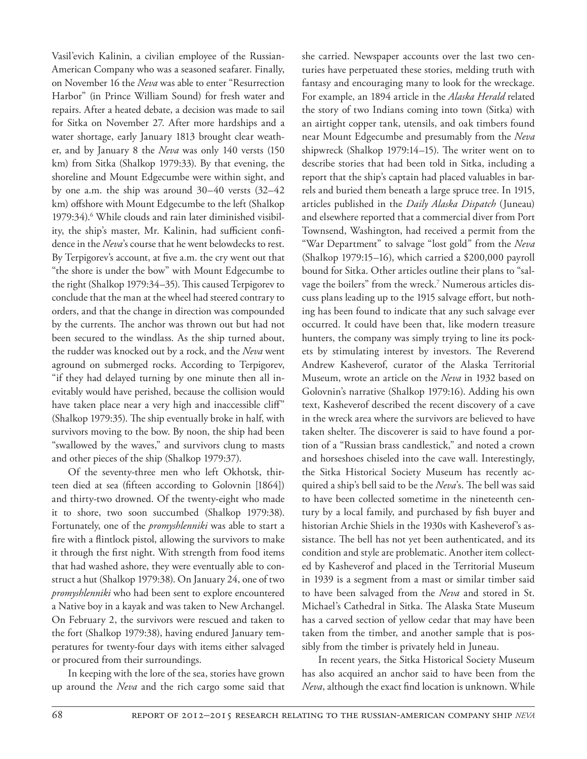Vasil'evich Kalinin, a civilian employee of the Russian-American Company who was a seasoned seafarer. Finally, on November 16 the *Neva* was able to enter "Resurrection Harbor" (in Prince William Sound) for fresh water and repairs. After a heated debate, a decision was made to sail for Sitka on November 27. After more hardships and a water shortage, early January 1813 brought clear weather, and by January 8 the *Neva* was only 140 versts (150 km) from Sitka (Shalkop 1979:33). By that evening, the shoreline and Mount Edgecumbe were within sight, and by one a.m. the ship was around 30–40 versts (32–42 km) offshore with Mount Edgecumbe to the left (Shalkop 1979:34).[6] While clouds and rain later diminished visibility, the ship's master, Mr. Kalinin, had sufficient confidence in the *Neva*'s course that he went belowdecks to rest. By Terpigorev's account, at five a.m. the cry went out that "the shore is under the bow" with Mount Edgecumbe to the right (Shalkop 1979:34–35). This caused Terpigorev to conclude that the man at the wheel had steered contrary to orders, and that the change in direction was compounded by the currents. The anchor was thrown out but had not been secured to the windlass. As the ship turned about, the rudder was knocked out by a rock, and the *Neva* went aground on submerged rocks. According to Terpigorev, "if they had delayed turning by one minute then all inevitably would have perished, because the collision would have taken place near a very high and inaccessible cliff" (Shalkop 1979:35). The ship eventually broke in half, with survivors moving to the bow. By noon, the ship had been "swallowed by the waves," and survivors clung to masts and other pieces of the ship (Shalkop 1979:37).

Of the seventy-three men who left Okhotsk, thirteen died at sea (fifteen according to Golovnin [1864]) and thirty-two drowned. Of the twenty-eight who made it to shore, two soon succumbed (Shalkop 1979:38). Fortunately, one of the *promyshlenniki* was able to start a fire with a flintlock pistol, allowing the survivors to make it through the first night. With strength from food items that had washed ashore, they were eventually able to construct a hut (Shalkop 1979:38). On January 24, one of two *promyshlenniki* who had been sent to explore encountered a Native boy in a kayak and was taken to New Archangel. On February 2, the survivors were rescued and taken to the fort (Shalkop 1979:38), having endured January temperatures for twenty-four days with items either salvaged or procured from their surroundings.

In keeping with the lore of the sea, stories have grown up around the *Neva* and the rich cargo some said that she carried. Newspaper accounts over the last two centuries have perpetuated these stories, melding truth with fantasy and encouraging many to look for the wreckage. For example, an 1894 article in the *Alaska Herald* related the story of two Indians coming into town (Sitka) with an airtight copper tank, utensils, and oak timbers found near Mount Edgecumbe and presumably from the *Neva* shipwreck (Shalkop 1979:14–15). The writer went on to describe stories that had been told in Sitka, including a report that the ship's captain had placed valuables in barrels and buried them beneath a large spruce tree. In 1915, articles published in the *Daily Alaska Dispatch* (Juneau) and elsewhere reported that a commercial diver from Port Townsend, Washington, had received a permit from the "War Department" to salvage "lost gold" from the *Neva* (Shalkop 1979:15–16), which carried a $200,000 payroll bound for Sitka. Other articles outline their plans to "salvage the boilers" from the wreck.[7] Numerous articles discuss plans leading up to the 1915 salvage effort, but nothing has been found to indicate that any such salvage ever occurred. It could have been that, like modern treasure hunters, the company was simply trying to line its pockets by stimulating interest by investors. The Reverend Andrew Kasheverof, curator of the Alaska Territorial Museum, wrote an article on the *Neva* in 1932 based on Golovnin's narrative (Shalkop 1979:16). Adding his own text, Kasheverof described the recent discovery of a cave in the wreck area where the survivors are believed to have taken shelter. The discoverer is said to have found a portion of a "Russian brass candlestick," and noted a crown and horseshoes chiseled into the cave wall. Interestingly, the Sitka Historical Society Museum has recently acquired a ship's bell said to be the *Neva*'s. The bell was said to have been collected sometime in the nineteenth century by a local family, and purchased by fish buyer and historian Archie Shiels in the 1930s with Kasheverof's assistance. The bell has not yet been authenticated, and its condition and style are problematic. Another item collected by Kasheverof and placed in the Territorial Museum in 1939 is a segment from a mast or similar timber said to have been salvaged from the *Neva* and stored in St. Michael's Cathedral in Sitka. The Alaska State Museum has a carved section of yellow cedar that may have been taken from the timber, and another sample that is possibly from the timber is privately held in Juneau.

In recent years, the Sitka Historical Society Museum has also acquired an anchor said to have been from the *Neva*, although the exact find location is unknown. While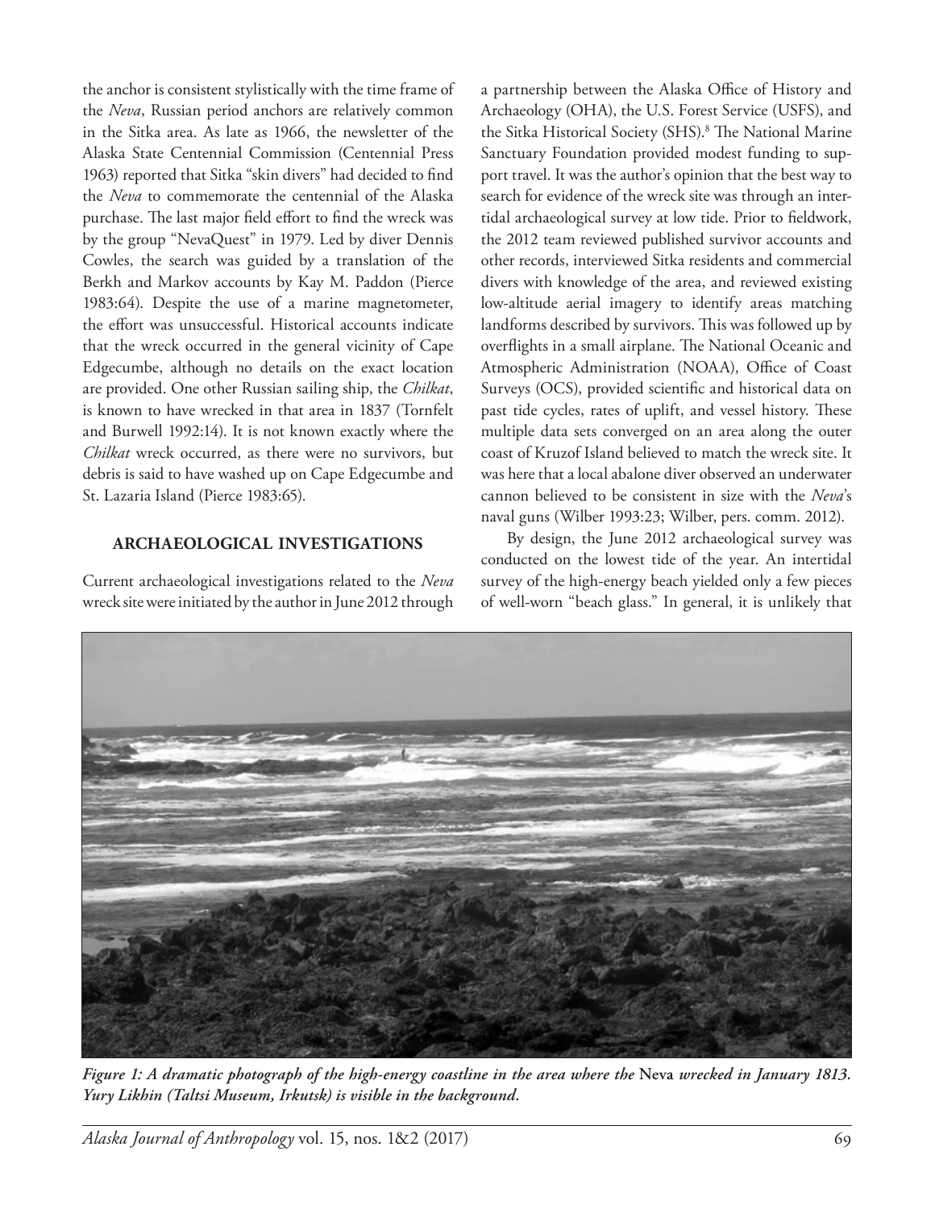the anchor is consistent stylistically with the time frame of the *Neva*, Russian period anchors are relatively common in the Sitka area. As late as 1966, the newsletter of the Alaska State Centennial Commission (Centennial Press 1963) reported that Sitka "skin divers" had decided to find the *Neva* to commemorate the centennial of the Alaska purchase. The last major field effort to find the wreck was by the group "NevaQuest" in 1979. Led by diver Dennis Cowles, the search was guided by a translation of the Berkh and Markov accounts by Kay M. Paddon (Pierce 1983:64). Despite the use of a marine magnetometer, the effort was unsuccessful. Historical accounts indicate that the wreck occurred in the general vicinity of Cape Edgecumbe, although no details on the exact location are provided. One other Russian sailing ship, the *Chilkat*, is known to have wrecked in that area in 1837 (Tornfelt and Burwell 1992:14). It is not known exactly where the *Chilkat* wreck occurred, as there were no survivors, but debris is said to have washed up on Cape Edgecumbe and St. Lazaria Island (Pierce 1983:65).

## ARCHAEOLOGICAL INVESTIGATIONS

Current archaeological investigations related to the *Neva* wreck site were initiated by the author in June 2012 through a partnership between the Alaska Office of History and Archaeology (OHA), the U.S. Forest Service (USFS), and the Sitka Historical Society (SHS).[8] The National Marine Sanctuary Foundation provided modest funding to support travel. It was the author's opinion that the best way to search for evidence of the wreck site was through an intertidal archaeological survey at low tide. Prior to fieldwork, the 2012 team reviewed published survivor accounts and other records, interviewed Sitka residents and commercial divers with knowledge of the area, and reviewed existing low-altitude aerial imagery to identify areas matching landforms described by survivors. This was followed up by overflights in a small airplane. The National Oceanic and Atmospheric Administration (NOAA), Office of Coast Surveys (OCS), provided scientific and historical data on past tide cycles, rates of uplift, and vessel history. These multiple data sets converged on an area along the outer coast of Kruzof Island believed to match the wreck site. It was here that a local abalone diver observed an underwater cannon believed to be consistent in size with the *Neva*'s naval guns (Wilber 1993:23; Wilber, pers. comm. 2012).

By design, the June 2012 archaeological survey was conducted on the lowest tide of the year. An intertidal survey of the high-energy beach yielded only a few pieces of well-worn "beach glass." In general, it is unlikely that

*Figure 1: A dramatic photograph of the high-energy coastline in the area where the* **Neva** *wrecked in January 1813. Yury Likhin (Taltsi Museum, Irkutsk) is visible in the background.*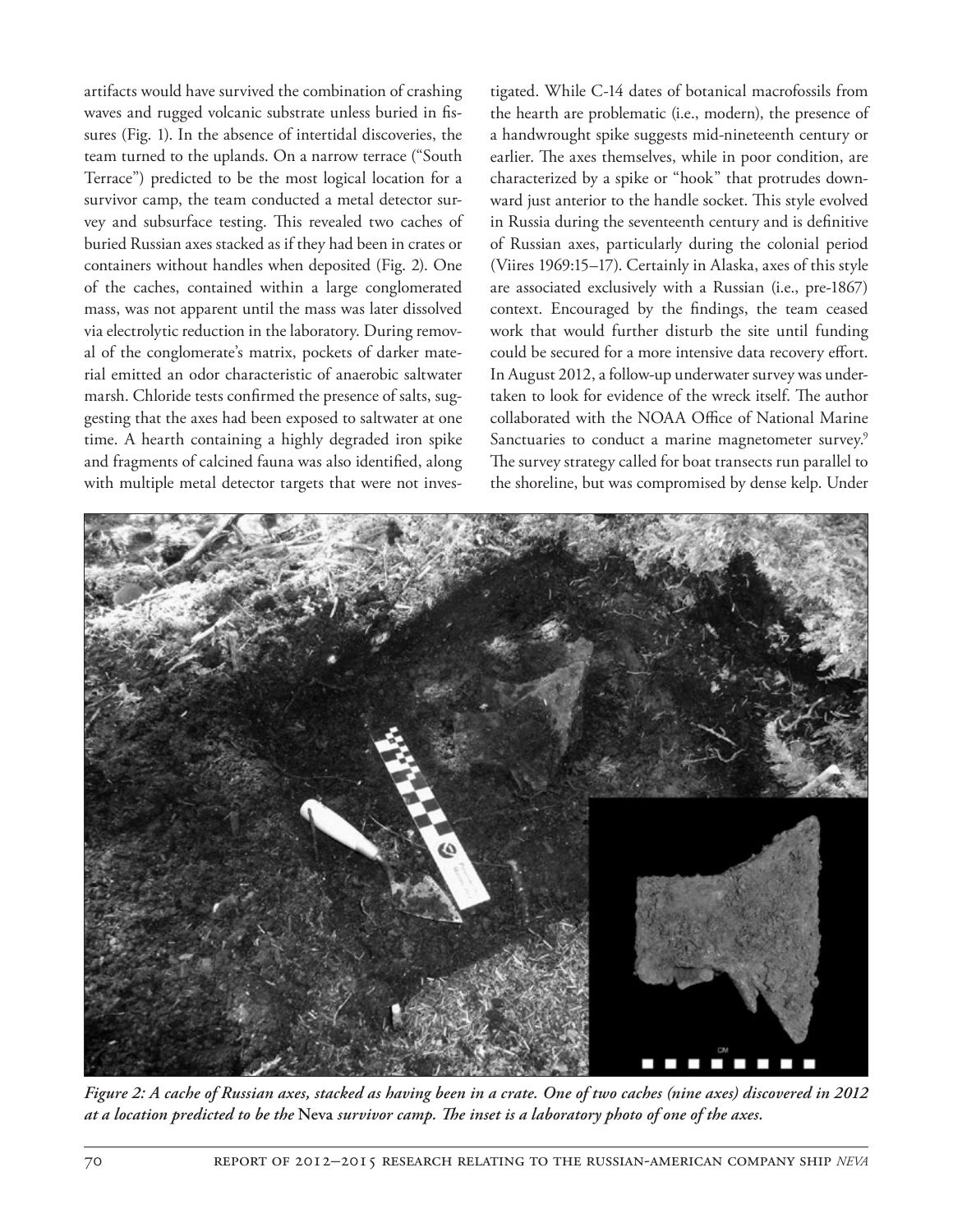artifacts would have survived the combination of crashing waves and rugged volcanic substrate unless buried in fissures (Fig. 1). In the absence of intertidal discoveries, the team turned to the uplands. On a narrow terrace ("South Terrace") predicted to be the most logical location for a survivor camp, the team conducted a metal detector survey and subsurface testing. This revealed two caches of buried Russian axes stacked as if they had been in crates or containers without handles when deposited (Fig. 2). One of the caches, contained within a large conglomerated mass, was not apparent until the mass was later dissolved via electrolytic reduction in the laboratory. During removal of the conglomerate's matrix, pockets of darker material emitted an odor characteristic of anaerobic saltwater marsh. Chloride tests confirmed the presence of salts, suggesting that the axes had been exposed to saltwater at one time. A hearth containing a highly degraded iron spike and fragments of calcined fauna was also identified, along with multiple metal detector targets that were not investigated. While C-14 dates of botanical macrofossils from the hearth are problematic (i.e., modern), the presence of a handwrought spike suggests mid-nineteenth century or earlier. The axes themselves, while in poor condition, are characterized by a spike or "hook" that protrudes downward just anterior to the handle socket. This style evolved in Russia during the seventeenth century and is definitive of Russian axes, particularly during the colonial period (Viires 1969:15–17). Certainly in Alaska, axes of this style are associated exclusively with a Russian (i.e., pre-1867) context. Encouraged by the findings, the team ceased work that would further disturb the site until funding could be secured for a more intensive data recovery effort. In August 2012, a follow-up underwater survey was undertaken to look for evidence of the wreck itself. The author collaborated with the NOAA Office of National Marine Sanctuaries to conduct a marine magnetometer survey.[9] The survey strategy called for boat transects run parallel to the shoreline, but was compromised by dense kelp. Under

***Figure 2: A cache of Russian axes, stacked as having been in a crate. One of two caches (nine axes) discovered in 2012 at a location predicted to be the* Neva *survivor camp. The inset is a laboratory photo of one of the axes.***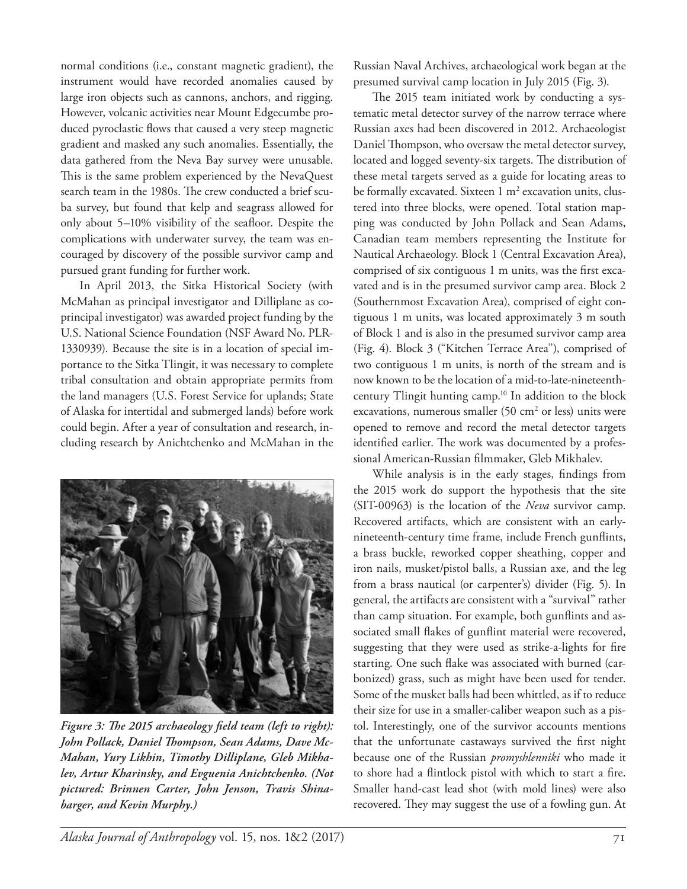normal conditions (i.e., constant magnetic gradient), the instrument would have recorded anomalies caused by large iron objects such as cannons, anchors, and rigging. However, volcanic activities near Mount Edgecumbe produced pyroclastic flows that caused a very steep magnetic gradient and masked any such anomalies. Essentially, the data gathered from the Neva Bay survey were unusable. This is the same problem experienced by the NevaQuest search team in the 1980s. The crew conducted a brief scuba survey, but found that kelp and seagrass allowed for only about 5–10% visibility of the seafloor. Despite the complications with underwater survey, the team was encouraged by discovery of the possible survivor camp and pursued grant funding for further work.

In April 2013, the Sitka Historical Society (with McMahan as principal investigator and Dilliplane as co-principal investigator) was awarded project funding by the U.S. National Science Foundation (NSF Award No. PLR-1330939). Because the site is in a location of special importance to the Sitka Tlingit, it was necessary to complete tribal consultation and obtain appropriate permits from the land managers (U.S. Forest Service for uplands; State of Alaska for intertidal and submerged lands) before work could begin. After a year of consultation and research, including research by Anichtchenko and McMahan in the Russian Naval Archives, archaeological work began at the presumed survival camp location in July 2015 (Fig. 3).

*Figure 3: The 2015 archaeology field team (left to right): John Pollack, Daniel Thompson, Sean Adams, Dave McMahan, Yury Likhin, Timothy Dilliplane, Gleb Mikhalev, Artur Kharinsky, and Evguenia Anichtchenko. (Not pictured: Brinnen Carter, John Jenson, Travis Shinabarger, and Kevin Murphy.)*

The 2015 team initiated work by conducting a systematic metal detector survey of the narrow terrace where Russian axes had been discovered in 2012. Archaeologist Daniel Thompson, who oversaw the metal detector survey, located and logged seventy-six targets. The distribution of these metal targets served as a guide for locating areas to be formally excavated. Sixteen 1 m$^2$ excavation units, clustered into three blocks, were opened. Total station mapping was conducted by John Pollack and Sean Adams, Canadian team members representing the Institute for Nautical Archaeology. Block 1 (Central Excavation Area), comprised of six contiguous 1 m units, was the first excavated and is in the presumed survivor camp area. Block 2 (Southernmost Excavation Area), comprised of eight contiguous 1 m units, was located approximately 3 m south of Block 1 and is also in the presumed survivor camp area (Fig. 4). Block 3 ("Kitchen Terrace Area"), comprised of two contiguous 1 m units, is north of the stream and is now known to be the location of a mid-to-late-nineteenth-century Tlingit hunting camp.[10] In addition to the block excavations, numerous smaller (50 cm$^2$ or less) units were opened to remove and record the metal detector targets identified earlier. The work was documented by a professional American-Russian filmmaker, Gleb Mikhalev.

While analysis is in the early stages, findings from the 2015 work do support the hypothesis that the site (SIT-00963) is the location of the *Neva* survivor camp. Recovered artifacts, which are consistent with an early-nineteenth-century time frame, include French gunflints, a brass buckle, reworked copper sheathing, copper and iron nails, musket/pistol balls, a Russian axe, and the leg from a brass nautical (or carpenter's) divider (Fig. 5). In general, the artifacts are consistent with a "survival" rather than camp situation. For example, both gunflints and associated small flakes of gunflint material were recovered, suggesting that they were used as strike-a-lights for fire starting. One such flake was associated with burned (carbonized) grass, such as might have been used for tender. Some of the musket balls had been whittled, as if to reduce their size for use in a smaller-caliber weapon such as a pistol. Interestingly, one of the survivor accounts mentions that the unfortunate castaways survived the first night because one of the Russian *promyshlenniki* who made it to shore had a flintlock pistol with which to start a fire. Smaller hand-cast lead shot (with mold lines) were also recovered. They may suggest the use of a fowling gun. At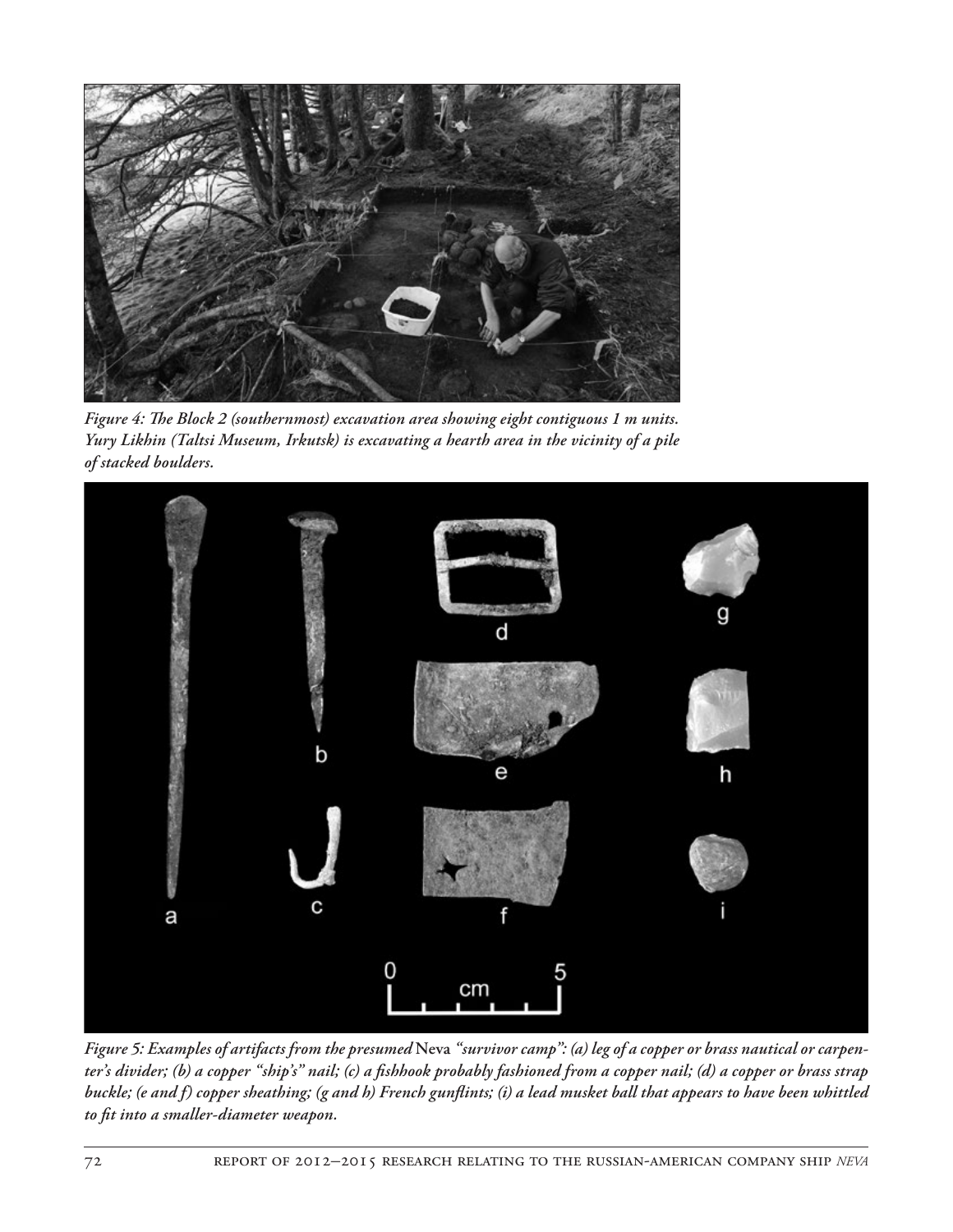*Figure 4: The Block 2 (southernmost) excavation area showing eight contiguous 1 m units. Yury Likhin (Taltsi Museum, Irkutsk) is excavating a hearth area in the vicinity of a pile of stacked boulders.*

*Figure 5: Examples of artifacts from the presumed* Neva *"survivor camp": (a) leg of a copper or brass nautical or carpenter's divider; (b) a copper "ship's" nail; (c) a fishhook probably fashioned from a copper nail; (d) a copper or brass strap buckle; (e and f) copper sheathing; (g and h) French gunflints; (i) a lead musket ball that appears to have been whittled to fit into a smaller-diameter weapon.*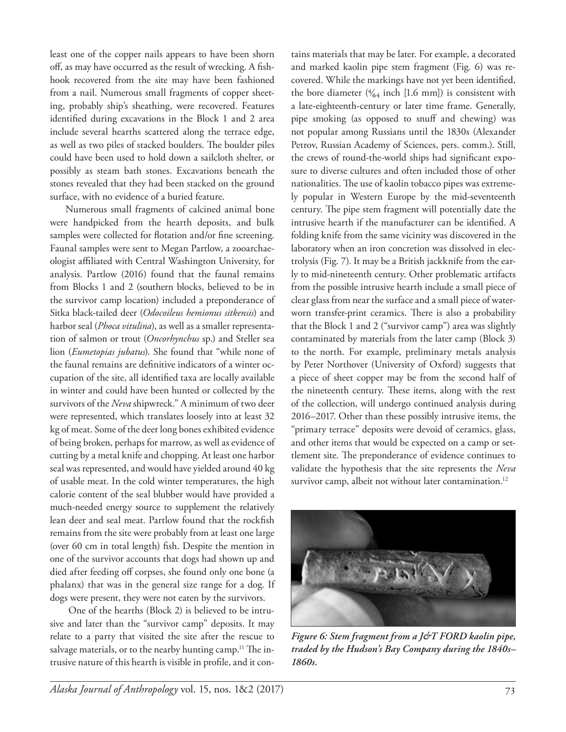least one of the copper nails appears to have been shorn off, as may have occurred as the result of wrecking. A fishhook recovered from the site may have been fashioned from a nail. Numerous small fragments of copper sheeting, probably ship's sheathing, were recovered. Features identified during excavations in the Block 1 and 2 area include several hearths scattered along the terrace edge, as well as two piles of stacked boulders. The boulder piles could have been used to hold down a sailcloth shelter, or possibly as steam bath stones. Excavations beneath the stones revealed that they had been stacked on the ground surface, with no evidence of a buried feature.

Numerous small fragments of calcined animal bone were handpicked from the hearth deposits, and bulk samples were collected for flotation and/or fine screening. Faunal samples were sent to Megan Partlow, a zooarchaeologist affiliated with Central Washington University, for analysis. Partlow (2016) found that the faunal remains from Blocks 1 and 2 (southern blocks, believed to be in the survivor camp location) included a preponderance of Sitka black-tailed deer (*Odocoileus hemionus sitkensis*) and harbor seal (*Phoca vitulina*), as well as a smaller representation of salmon or trout (*Oncorhynchus* sp.) and Steller sea lion (*Eumetopias jubatus*). She found that "while none of the faunal remains are definitive indicators of a winter occupation of the site, all identified taxa are locally available in winter and could have been hunted or collected by the survivors of the *Neva* shipwreck." A minimum of two deer were represented, which translates loosely into at least 32 kg of meat. Some of the deer long bones exhibited evidence of being broken, perhaps for marrow, as well as evidence of cutting by a metal knife and chopping. At least one harbor seal was represented, and would have yielded around 40 kg of usable meat. In the cold winter temperatures, the high calorie content of the seal blubber would have provided a much-needed energy source to supplement the relatively lean deer and seal meat. Partlow found that the rockfish remains from the site were probably from at least one large (over 60 cm in total length) fish. Despite the mention in one of the survivor accounts that dogs had shown up and died after feeding off corpses, she found only one bone (a phalanx) that was in the general size range for a dog. If dogs were present, they were not eaten by the survivors.

One of the hearths (Block 2) is believed to be intrusive and later than the "survivor camp" deposits. It may relate to a party that visited the site after the rescue to salvage materials, or to the nearby hunting camp.[11] The intrusive nature of this hearth is visible in profile, and it contains materials that may be later. For example, a decorated and marked kaolin pipe stem fragment (Fig. 6) was recovered. While the markings have not yet been identified, the bore diameter ($4/64$ inch [1.6 mm]) is consistent with a late-eighteenth-century or later time frame. Generally, pipe smoking (as opposed to snuff and chewing) was not popular among Russians until the 1830s (Alexander Petrov, Russian Academy of Sciences, pers. comm.). Still, the crews of round-the-world ships had significant exposure to diverse cultures and often included those of other nationalities. The use of kaolin tobacco pipes was extremely popular in Western Europe by the mid-seventeenth century. The pipe stem fragment will potentially date the intrusive hearth if the manufacturer can be identified. A folding knife from the same vicinity was discovered in the laboratory when an iron concretion was dissolved in electrolysis (Fig. 7). It may be a British jackknife from the early to mid-nineteenth century. Other problematic artifacts from the possible intrusive hearth include a small piece of clear glass from near the surface and a small piece of waterworn transfer-print ceramics. There is also a probability that the Block 1 and 2 ("survivor camp") area was slightly contaminated by materials from the later camp (Block 3) to the north. For example, preliminary metals analysis by Peter Northover (University of Oxford) suggests that a piece of sheet copper may be from the second half of the nineteenth century. These items, along with the rest of the collection, will undergo continued analysis during 2016–2017. Other than these possibly intrusive items, the "primary terrace" deposits were devoid of ceramics, glass, and other items that would be expected on a camp or settlement site. The preponderance of evidence continues to validate the hypothesis that the site represents the *Neva* survivor camp, albeit not without later contamination.[12]

***Figure 6: Stem fragment from a J&T FORD kaolin pipe, traded by the Hudson's Bay Company during the 1840s–1860s.***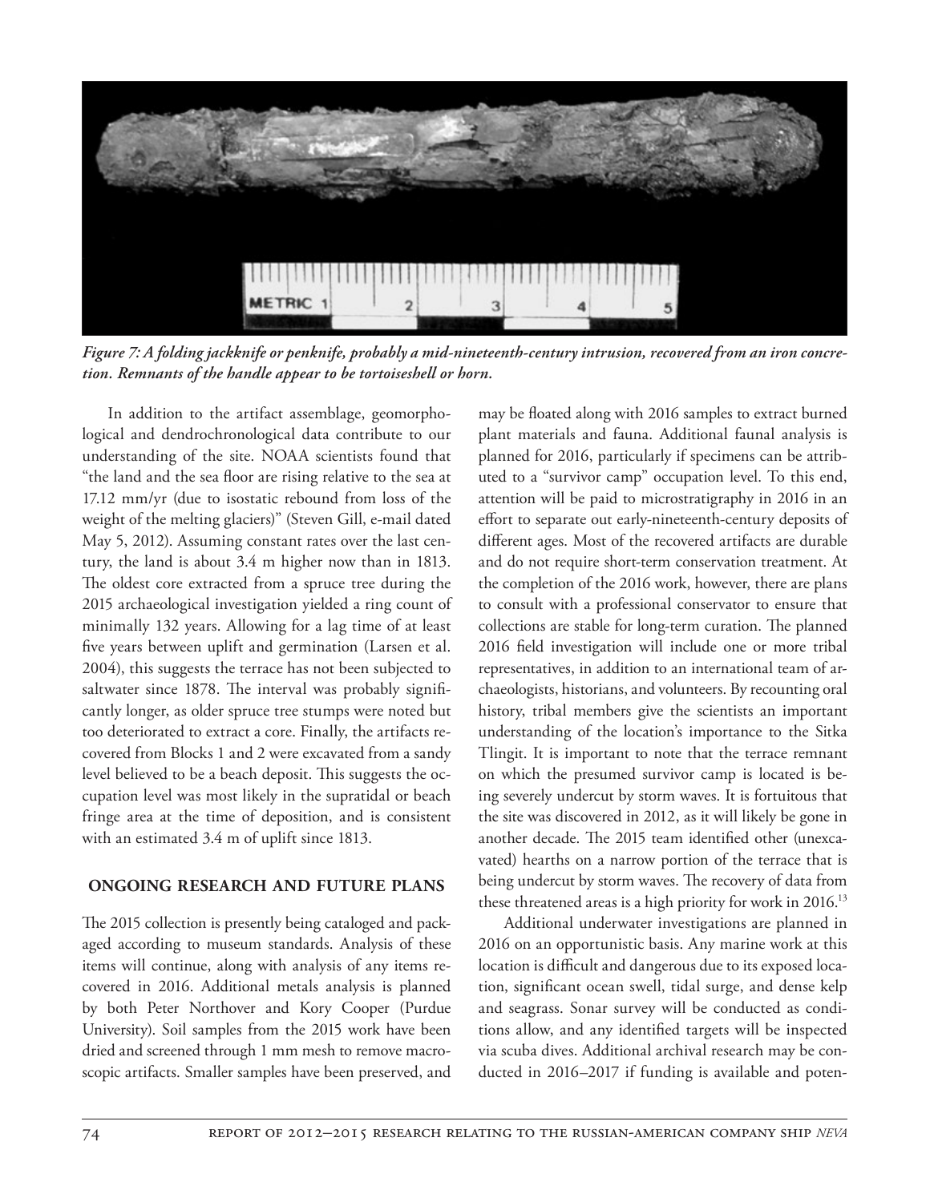*Figure 7: A folding jackknife or penknife, probably a mid-nineteenth-century intrusion, recovered from an iron concretion. Remnants of the handle appear to be tortoiseshell or horn.*

In addition to the artifact assemblage, geomorphological and dendrochronological data contribute to our understanding of the site. NOAA scientists found that "the land and the sea floor are rising relative to the sea at 17.12 mm/yr (due to isostatic rebound from loss of the weight of the melting glaciers)" (Steven Gill, e-mail dated May 5, 2012). Assuming constant rates over the last century, the land is about 3.4 m higher now than in 1813. The oldest core extracted from a spruce tree during the 2015 archaeological investigation yielded a ring count of minimally 132 years. Allowing for a lag time of at least five years between uplift and germination (Larsen et al. 2004), this suggests the terrace has not been subjected to saltwater since 1878. The interval was probably significantly longer, as older spruce tree stumps were noted but too deteriorated to extract a core. Finally, the artifacts recovered from Blocks 1 and 2 were excavated from a sandy level believed to be a beach deposit. This suggests the occupation level was most likely in the supratidal or beach fringe area at the time of deposition, and is consistent with an estimated 3.4 m of uplift since 1813.

## ONGOING RESEARCH AND FUTURE PLANS

The 2015 collection is presently being cataloged and packaged according to museum standards. Analysis of these items will continue, along with analysis of any items recovered in 2016. Additional metals analysis is planned by both Peter Northover and Kory Cooper (Purdue University). Soil samples from the 2015 work have been dried and screened through 1 mm mesh to remove macroscopic artifacts. Smaller samples have been preserved, and may be floated along with 2016 samples to extract burned plant materials and fauna. Additional faunal analysis is planned for 2016, particularly if specimens can be attributed to a "survivor camp" occupation level. To this end, attention will be paid to microstratigraphy in 2016 in an effort to separate out early-nineteenth-century deposits of different ages. Most of the recovered artifacts are durable and do not require short-term conservation treatment. At the completion of the 2016 work, however, there are plans to consult with a professional conservator to ensure that collections are stable for long-term curation. The planned 2016 field investigation will include one or more tribal representatives, in addition to an international team of archaeologists, historians, and volunteers. By recounting oral history, tribal members give the scientists an important understanding of the location's importance to the Sitka Tlingit. It is important to note that the terrace remnant on which the presumed survivor camp is located is being severely undercut by storm waves. It is fortuitous that the site was discovered in 2012, as it will likely be gone in another decade. The 2015 team identified other (unexcavated) hearths on a narrow portion of the terrace that is being undercut by storm waves. The recovery of data from these threatened areas is a high priority for work in 2016.[13]

Additional underwater investigations are planned in 2016 on an opportunistic basis. Any marine work at this location is difficult and dangerous due to its exposed location, significant ocean swell, tidal surge, and dense kelp and seagrass. Sonar survey will be conducted as conditions allow, and any identified targets will be inspected via scuba dives. Additional archival research may be conducted in 2016–2017 if funding is available and poten-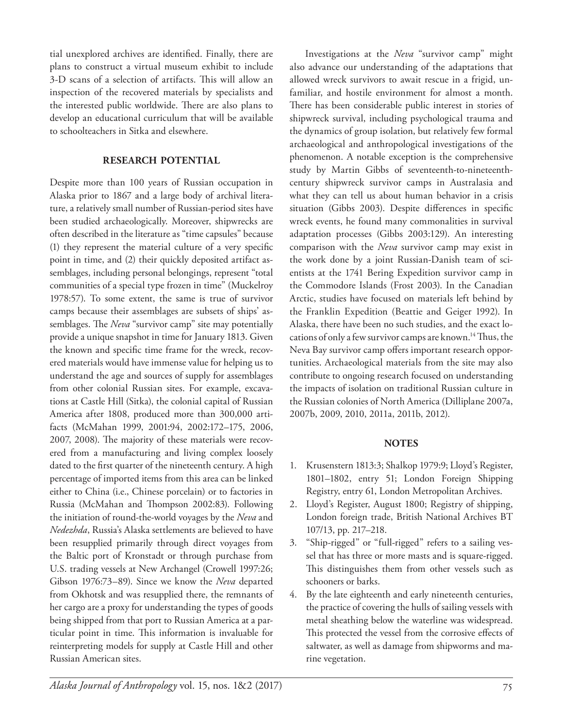tial unexplored archives are identified. Finally, there are plans to construct a virtual museum exhibit to include 3-D scans of a selection of artifacts. This will allow an inspection of the recovered materials by specialists and the interested public worldwide. There are also plans to develop an educational curriculum that will be available to schoolteachers in Sitka and elsewhere.

## RESEARCH POTENTIAL

Despite more than 100 years of Russian occupation in Alaska prior to 1867 and a large body of archival literature, a relatively small number of Russian-period sites have been studied archaeologically. Moreover, shipwrecks are often described in the literature as "time capsules" because (1) they represent the material culture of a very specific point in time, and (2) their quickly deposited artifact assemblages, including personal belongings, represent "total communities of a special type frozen in time" (Muckelroy 1978:57). To some extent, the same is true of survivor camps because their assemblages are subsets of ships' assemblages. The *Neva* "survivor camp" site may potentially provide a unique snapshot in time for January 1813. Given the known and specific time frame for the wreck, recovered materials would have immense value for helping us to understand the age and sources of supply for assemblages from other colonial Russian sites. For example, excavations at Castle Hill (Sitka), the colonial capital of Russian America after 1808, produced more than 300,000 artifacts (McMahan 1999, 2001:94, 2002:172–175, 2006, 2007, 2008). The majority of these materials were recovered from a manufacturing and living complex loosely dated to the first quarter of the nineteenth century. A high percentage of imported items from this area can be linked either to China (i.e., Chinese porcelain) or to factories in Russia (McMahan and Thompson 2002:83). Following the initiation of round-the-world voyages by the *Neva* and *Nedezhda*, Russia's Alaska settlements are believed to have been resupplied primarily through direct voyages from the Baltic port of Kronstadt or through purchase from U.S. trading vessels at New Archangel (Crowell 1997:26; Gibson 1976:73–89). Since we know the *Neva* departed from Okhotsk and was resupplied there, the remnants of her cargo are a proxy for understanding the types of goods being shipped from that port to Russian America at a particular point in time. This information is invaluable for reinterpreting models for supply at Castle Hill and other Russian American sites.

Investigations at the *Neva* "survivor camp" might also advance our understanding of the adaptations that allowed wreck survivors to await rescue in a frigid, unfamiliar, and hostile environment for almost a month. There has been considerable public interest in stories of shipwreck survival, including psychological trauma and the dynamics of group isolation, but relatively few formal archaeological and anthropological investigations of the phenomenon. A notable exception is the comprehensive study by Martin Gibbs of seventeenth-to-nineteenth-century shipwreck survivor camps in Australasia and what they can tell us about human behavior in a crisis situation (Gibbs 2003). Despite differences in specific wreck events, he found many commonalities in survival adaptation processes (Gibbs 2003:129). An interesting comparison with the *Neva* survivor camp may exist in the work done by a joint Russian-Danish team of scientists at the 1741 Bering Expedition survivor camp in the Commodore Islands (Frost 2003). In the Canadian Arctic, studies have focused on materials left behind by the Franklin Expedition (Beattie and Geiger 1992). In Alaska, there have been no such studies, and the exact locations of only a few survivor camps are known.[14] Thus, the Neva Bay survivor camp offers important research opportunities. Archaeological materials from the site may also contribute to ongoing research focused on understanding the impacts of isolation on traditional Russian culture in the Russian colonies of North America (Dilliplane 2007a, 2007b, 2009, 2010, 2011a, 2011b, 2012).

## NOTES

1. Krusenstern 1813:3; Shalkop 1979:9; Lloyd's Register, 1801–1802, entry 51; London Foreign Shipping Registry, entry 61, London Metropolitan Archives.
2. Lloyd's Register, August 1800; Registry of shipping, London foreign trade, British National Archives BT 107/13, pp. 217–218.
3. "Ship-rigged" or "full-rigged" refers to a sailing vessel that has three or more masts and is square-rigged. This distinguishes them from other vessels such as schooners or barks.
4. By the late eighteenth and early nineteenth centuries, the practice of covering the hulls of sailing vessels with metal sheathing below the waterline was widespread. This protected the vessel from the corrosive effects of saltwater, as well as damage from shipworms and marine vegetation.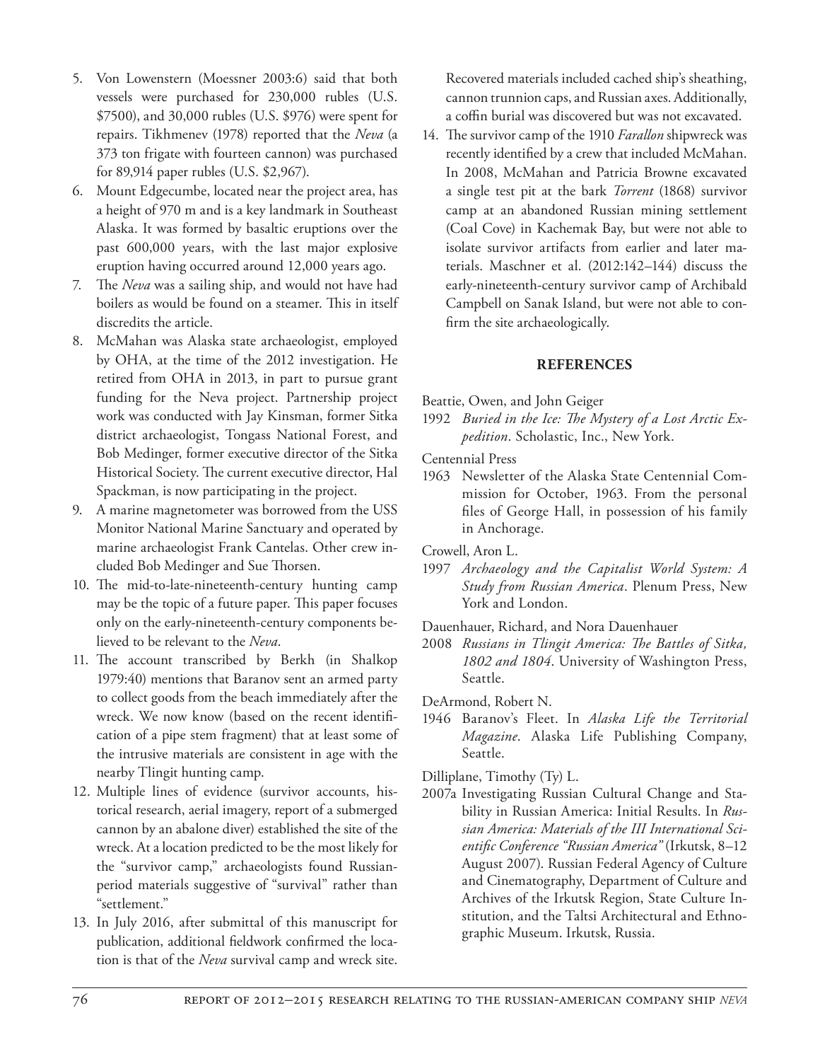5. Von Lowenstern (Moessner 2003:6) said that both vessels were purchased for 230,000 rubles (U.S. $7500), and 30,000 rubles (U.S. $976) were spent for repairs. Tikhmenev (1978) reported that the *Neva* (a 373 ton frigate with fourteen cannon) was purchased for 89,914 paper rubles (U.S. $2,967).
6. Mount Edgecumbe, located near the project area, has a height of 970 m and is a key landmark in Southeast Alaska. It was formed by basaltic eruptions over the past 600,000 years, with the last major explosive eruption having occurred around 12,000 years ago.
7. The *Neva* was a sailing ship, and would not have had boilers as would be found on a steamer. This in itself discredits the article.
8. McMahan was Alaska state archaeologist, employed by OHA, at the time of the 2012 investigation. He retired from OHA in 2013, in part to pursue grant funding for the Neva project. Partnership project work was conducted with Jay Kinsman, former Sitka district archaeologist, Tongass National Forest, and Bob Medinger, former executive director of the Sitka Historical Society. The current executive director, Hal Spackman, is now participating in the project.
9. A marine magnetometer was borrowed from the USS Monitor National Marine Sanctuary and operated by marine archaeologist Frank Cantelas. Other crew included Bob Medinger and Sue Thorsen.
10. The mid-to-late-nineteenth-century hunting camp may be the topic of a future paper. This paper focuses only on the early-nineteenth-century components believed to be relevant to the *Neva*.
11. The account transcribed by Berkh (in Shalkop 1979:40) mentions that Baranov sent an armed party to collect goods from the beach immediately after the wreck. We now know (based on the recent identification of a pipe stem fragment) that at least some of the intrusive materials are consistent in age with the nearby Tlingit hunting camp.
12. Multiple lines of evidence (survivor accounts, historical research, aerial imagery, report of a submerged cannon by an abalone diver) established the site of the wreck. At a location predicted to be the most likely for the "survivor camp," archaeologists found Russian-period materials suggestive of "survival" rather than "settlement."
13. In July 2016, after submittal of this manuscript for publication, additional fieldwork confirmed the location is that of the *Neva* survival camp and wreck site. Recovered materials included cached ship's sheathing, cannon trunnion caps, and Russian axes. Additionally, a coffin burial was discovered but was not excavated.
14. The survivor camp of the 1910 *Farallon* shipwreck was recently identified by a crew that included McMahan. In 2008, McMahan and Patricia Browne excavated a single test pit at the bark *Torrent* (1868) survivor camp at an abandoned Russian mining settlement (Coal Cove) in Kachemak Bay, but were not able to isolate survivor artifacts from earlier and later materials. Maschner et al. (2012:142–144) discuss the early-nineteenth-century survivor camp of Archibald Campbell on Sanak Island, but were not able to confirm the site archaeologically.

## REFERENCES

Beattie, Owen, and John Geiger

1992 *Buried in the Ice: The Mystery of a Lost Arctic Expedition*. Scholastic, Inc., New York.

Centennial Press

1963 Newsletter of the Alaska State Centennial Commission for October, 1963. From the personal files of George Hall, in possession of his family in Anchorage.

Crowell, Aron L.

1997 *Archaeology and the Capitalist World System: A Study from Russian America*. Plenum Press, New York and London.

Dauenhauer, Richard, and Nora Dauenhauer

2008 *Russians in Tlingit America: The Battles of Sitka, 1802 and 1804*. University of Washington Press, Seattle.

DeArmond, Robert N.

1946 Baranov's Fleet. In *Alaska Life the Territorial Magazine*. Alaska Life Publishing Company, Seattle.

Dilliplane, Timothy (Ty) L.

2007a Investigating Russian Cultural Change and Stability in Russian America: Initial Results. In *Russian America: Materials of the III International Scientific Conference "Russian America"* (Irkutsk, 8–12 August 2007). Russian Federal Agency of Culture and Cinematography, Department of Culture and Archives of the Irkutsk Region, State Culture Institution, and the Taltsi Architectural and Ethnographic Museum. Irkutsk, Russia.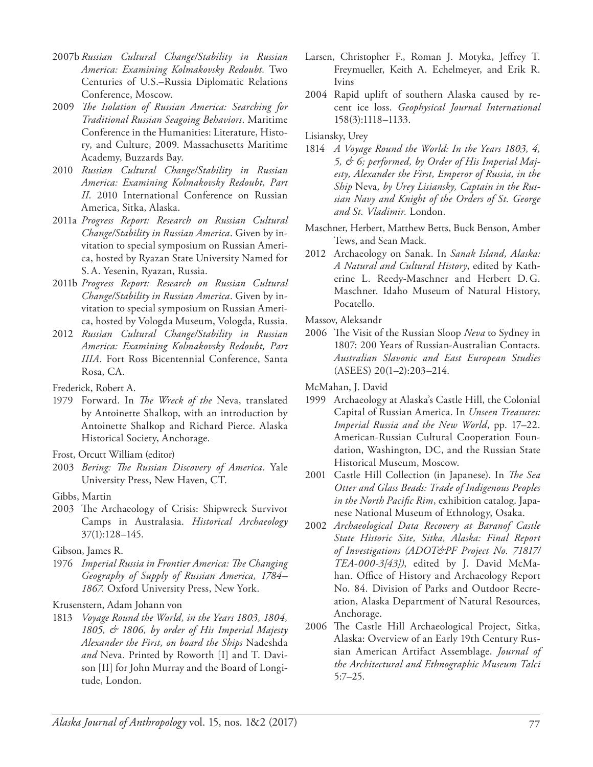2007b *Russian Cultural Change/Stability in Russian America: Examining Kolmakovsky Redoubt.* Two Centuries of U.S.–Russia Diplomatic Relations Conference, Moscow.

2009 *The Isolation of Russian America: Searching for Traditional Russian Seagoing Behaviors*. Maritime Conference in the Humanities: Literature, History, and Culture, 2009. Massachusetts Maritime Academy, Buzzards Bay.

2010 *Russian Cultural Change/Stability in Russian America: Examining Kolmakovsky Redoubt, Part II*. 2010 International Conference on Russian America, Sitka, Alaska.

2011a *Progress Report: Research on Russian Cultural Change/Stability in Russian America*. Given by invitation to special symposium on Russian America, hosted by Ryazan State University Named for S. A. Yesenin, Ryazan, Russia.

2011b *Progress Report: Research on Russian Cultural Change/Stability in Russian America*. Given by invitation to special symposium on Russian America, hosted by Vologda Museum, Vologda, Russia.

2012 *Russian Cultural Change/Stability in Russian America: Examining Kolmakovsky Redoubt, Part IIIA.* Fort Ross Bicentennial Conference, Santa Rosa, CA.

Frederick, Robert A.

1979 Forward. In *The Wreck of the* Neva, translated by Antoinette Shalkop, with an introduction by Antoinette Shalkop and Richard Pierce. Alaska Historical Society, Anchorage.

Frost, Orcutt William (editor)

2003 *Bering: The Russian Discovery of America*. Yale University Press, New Haven, CT.

Gibbs, Martin

2003 The Archaeology of Crisis: Shipwreck Survivor Camps in Australasia. *Historical Archaeology* 37(1):128–145.

Gibson, James R.

1976 *Imperial Russia in Frontier America: The Changing Geography of Supply of Russian America, 1784–1867.* Oxford University Press, New York.

Krusenstern, Adam Johann von

1813 *Voyage Round the World, in the Years 1803, 1804, 1805, & 1806, by order of His Imperial Majesty Alexander the First, on board the Ships* Nadeshda *and* Neva*.* Printed by Roworth [I] and T. Davison [II] for John Murray and the Board of Longitude, London.

Larsen, Christopher F., Roman J. Motyka, Jeffrey T. Freymueller, Keith A. Echelmeyer, and Erik R. Ivins

2004 Rapid uplift of southern Alaska caused by recent ice loss. *Geophysical Journal International* 158(3):1118–1133.

Lisiansky, Urey

1814 *A Voyage Round the World: In the Years 1803, 4, 5, & 6; performed, by Order of His Imperial Majesty, Alexander the First, Emperor of Russia, in the Ship* Neva*, by Urey Lisiansky, Captain in the Russian Navy and Knight of the Orders of St. George and St. Vladimir.* London.

Maschner, Herbert, Matthew Betts, Buck Benson, Amber Tews, and Sean Mack.

2012 Archaeology on Sanak. In *Sanak Island, Alaska: A Natural and Cultural History*, edited by Katherine L. Reedy-Maschner and Herbert D. G. Maschner. Idaho Museum of Natural History, Pocatello.

Massov, Aleksandr

2006 The Visit of the Russian Sloop *Neva* to Sydney in 1807: 200 Years of Russian-Australian Contacts. *Australian Slavonic and East European Studies* (ASEES) 20(1–2):203–214.

McMahan, J. David

1999 Archaeology at Alaska's Castle Hill, the Colonial Capital of Russian America. In *Unseen Treasures: Imperial Russia and the New World*, pp. 17–22. American-Russian Cultural Cooperation Foundation, Washington, DC, and the Russian State Historical Museum, Moscow.

2001 Castle Hill Collection (in Japanese). In *The Sea Otter and Glass Beads: Trade of Indigenous Peoples in the North Pacific Rim*, exhibition catalog. Japanese National Museum of Ethnology, Osaka.

2002 *Archaeological Data Recovery at Baranof Castle State Historic Site, Sitka, Alaska: Final Report of Investigations (ADOT&PF Project No. 71817/TEA-000-3[43])*, edited by J. David McMahan. Office of History and Archaeology Report No. 84. Division of Parks and Outdoor Recreation, Alaska Department of Natural Resources, Anchorage.

2006 The Castle Hill Archaeological Project, Sitka, Alaska: Overview of an Early 19th Century Russian American Artifact Assemblage. *Journal of the Architectural and Ethnographic Museum Talci* 5:7–25.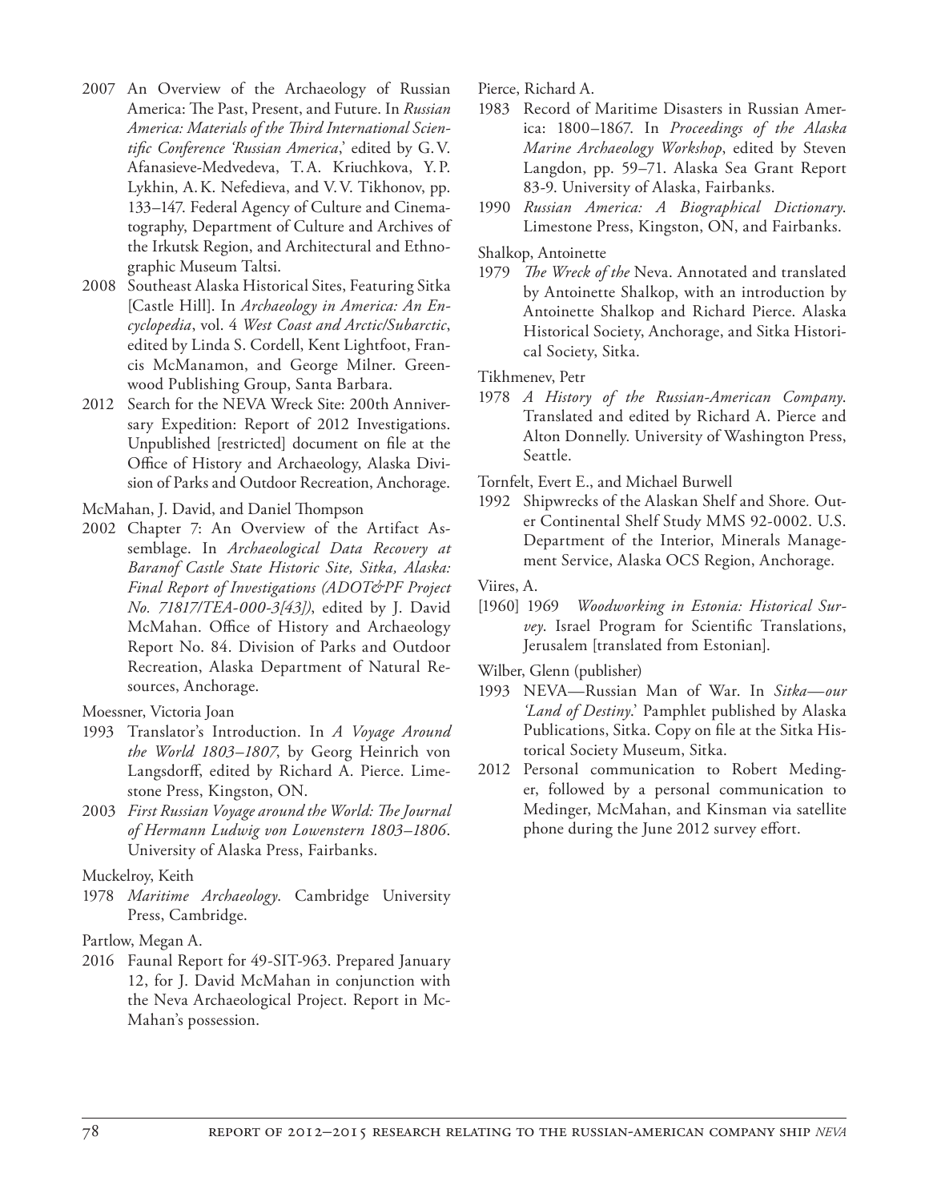2007 An Overview of the Archaeology of Russian America: The Past, Present, and Future. In *Russian America: Materials of the Third International Scientific Conference 'Russian America*,' edited by G. V. Afanasieve-Medvedeva, T. A. Kriuchkova, Y. P. Lykhin, A. K. Nefedieva, and V. V. Tikhonov, pp. 133–147. Federal Agency of Culture and Cinematography, Department of Culture and Archives of the Irkutsk Region, and Architectural and Ethnographic Museum Taltsi.

2008 Southeast Alaska Historical Sites, Featuring Sitka [Castle Hill]. In *Archaeology in America: An Encyclopedia*, vol. 4 *West Coast and Arctic/Subarctic*, edited by Linda S. Cordell, Kent Lightfoot, Francis McManamon, and George Milner. Greenwood Publishing Group, Santa Barbara.

2012 Search for the NEVA Wreck Site: 200th Anniversary Expedition: Report of 2012 Investigations. Unpublished [restricted] document on file at the Office of History and Archaeology, Alaska Division of Parks and Outdoor Recreation, Anchorage.

McMahan, J. David, and Daniel Thompson

2002 Chapter 7: An Overview of the Artifact Assemblage. In *Archaeological Data Recovery at Baranof Castle State Historic Site, Sitka, Alaska: Final Report of Investigations (ADOT&PF Project No. 71817/TEA-000-3[43])*, edited by J. David McMahan. Office of History and Archaeology Report No. 84. Division of Parks and Outdoor Recreation, Alaska Department of Natural Resources, Anchorage.

Moessner, Victoria Joan

1993 Translator's Introduction. In *A Voyage Around the World 1803–1807*, by Georg Heinrich von Langsdorff, edited by Richard A. Pierce. Limestone Press, Kingston, ON.

2003 *First Russian Voyage around the World: The Journal of Hermann Ludwig von Lowenstern 1803–1806*. University of Alaska Press, Fairbanks.

Muckelroy, Keith

1978 *Maritime Archaeology*. Cambridge University Press, Cambridge.

Partlow, Megan A.

2016 Faunal Report for 49-SIT-963. Prepared January 12, for J. David McMahan in conjunction with the Neva Archaeological Project. Report in McMahan's possession.

Pierce, Richard A.

1983 Record of Maritime Disasters in Russian America: 1800–1867. In *Proceedings of the Alaska Marine Archaeology Workshop*, edited by Steven Langdon, pp. 59–71. Alaska Sea Grant Report 83-9. University of Alaska, Fairbanks.

1990 *Russian America: A Biographical Dictionary*. Limestone Press, Kingston, ON, and Fairbanks.

Shalkop, Antoinette

1979 *The Wreck of the* Neva. Annotated and translated by Antoinette Shalkop, with an introduction by Antoinette Shalkop and Richard Pierce. Alaska Historical Society, Anchorage, and Sitka Historical Society, Sitka.

Tikhmenev, Petr

1978 *A History of the Russian-American Company*. Translated and edited by Richard A. Pierce and Alton Donnelly. University of Washington Press, Seattle.

Tornfelt, Evert E., and Michael Burwell

1992 Shipwrecks of the Alaskan Shelf and Shore. Outer Continental Shelf Study MMS 92-0002. U.S. Department of the Interior, Minerals Management Service, Alaska OCS Region, Anchorage.

Viires, A.

[1960] 1969 *Woodworking in Estonia: Historical Survey*. Israel Program for Scientific Translations, Jerusalem [translated from Estonian].

Wilber, Glenn (publisher)

1993 NEVA—Russian Man of War. In *Sitka—our 'Land of Destiny*.' Pamphlet published by Alaska Publications, Sitka. Copy on file at the Sitka Historical Society Museum, Sitka.

2012 Personal communication to Robert Medinger, followed by a personal communication to Medinger, McMahan, and Kinsman via satellite phone during the June 2012 survey effort.